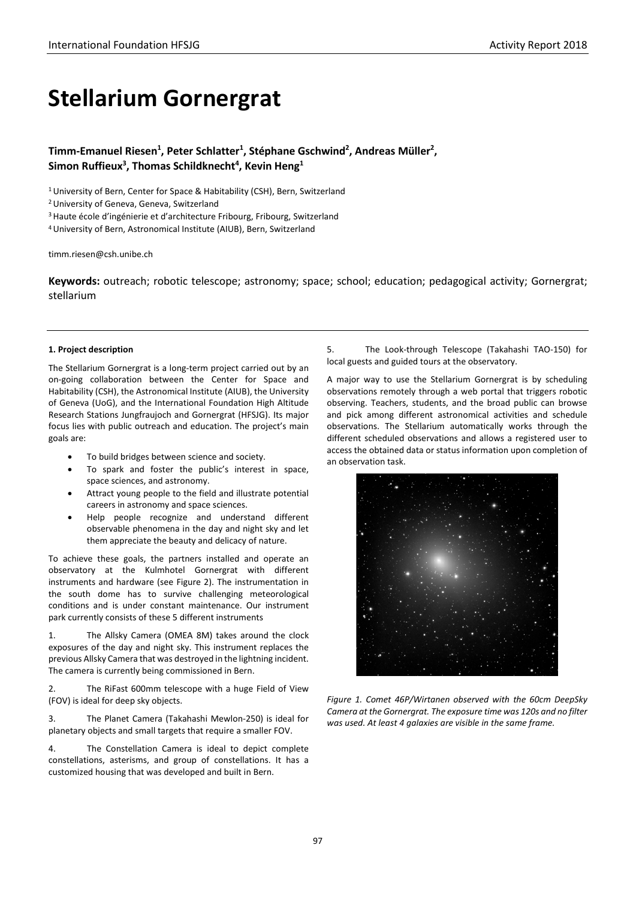# Stellarium Gornergrat

**Timm-Emanuel Riesen[1], Peter Schlatter[1], Stéphane Gschwind[2], Andreas Müller[2], Simon Ruffieux[3], Thomas Schildknecht[4], Kevin Heng[1]**

[1] University of Bern, Center for Space & Habitability (CSH), Bern, Switzerland

[2] University of Geneva, Geneva, Switzerland

[3] Haute école d'ingénierie et d'architecture Fribourg, Fribourg, Switzerland

[4] University of Bern, Astronomical Institute (AIUB), Bern, Switzerland

timm.riesen@csh.unibe.ch

**Keywords:** outreach; robotic telescope; astronomy; space; school; education; pedagogical activity; Gornergrat; stellarium

#### 1. Project description

The Stellarium Gornergrat is a long-term project carried out by an on-going collaboration between the Center for Space and Habitability (CSH), the Astronomical Institute (AIUB), the University of Geneva (UoG), and the International Foundation High Altitude Research Stations Jungfraujoch and Gornergrat (HFSJG). Its major focus lies with public outreach and education. The project's main goals are:

- To build bridges between science and society.
- To spark and foster the public's interest in space, space sciences, and astronomy.
- Attract young people to the field and illustrate potential careers in astronomy and space sciences.
- Help people recognize and understand different observable phenomena in the day and night sky and let them appreciate the beauty and delicacy of nature.

To achieve these goals, the partners installed and operate an observatory at the Kulmhotel Gornergrat with different instruments and hardware (see Figure 2). The instrumentation in the south dome has to survive challenging meteorological conditions and is under constant maintenance. Our instrument park currently consists of these 5 different instruments

1. The Allsky Camera (OMEA 8M) takes around the clock exposures of the day and night sky. This instrument replaces the previous Allsky Camera that was destroyed in the lightning incident. The camera is currently being commissioned in Bern.

2. The RiFast 600mm telescope with a huge Field of View (FOV) is ideal for deep sky objects.

3. The Planet Camera (Takahashi Mewlon-250) is ideal for planetary objects and small targets that require a smaller FOV.

4. The Constellation Camera is ideal to depict complete constellations, asterisms, and group of constellations. It has a customized housing that was developed and built in Bern.

5. The Look-through Telescope (Takahashi TAO-150) for local guests and guided tours at the observatory.

A major way to use the Stellarium Gornergrat is by scheduling observations remotely through a web portal that triggers robotic observing. Teachers, students, and the broad public can browse and pick among different astronomical activities and schedule observations. The Stellarium automatically works through the different scheduled observations and allows a registered user to access the obtained data or status information upon completion of an observation task.

*Figure 1. Comet 46P/Wirtanen observed with the 60cm DeepSky Camera at the Gornergrat. The exposure time was 120s and no filter was used. At least 4 galaxies are visible in the same frame.*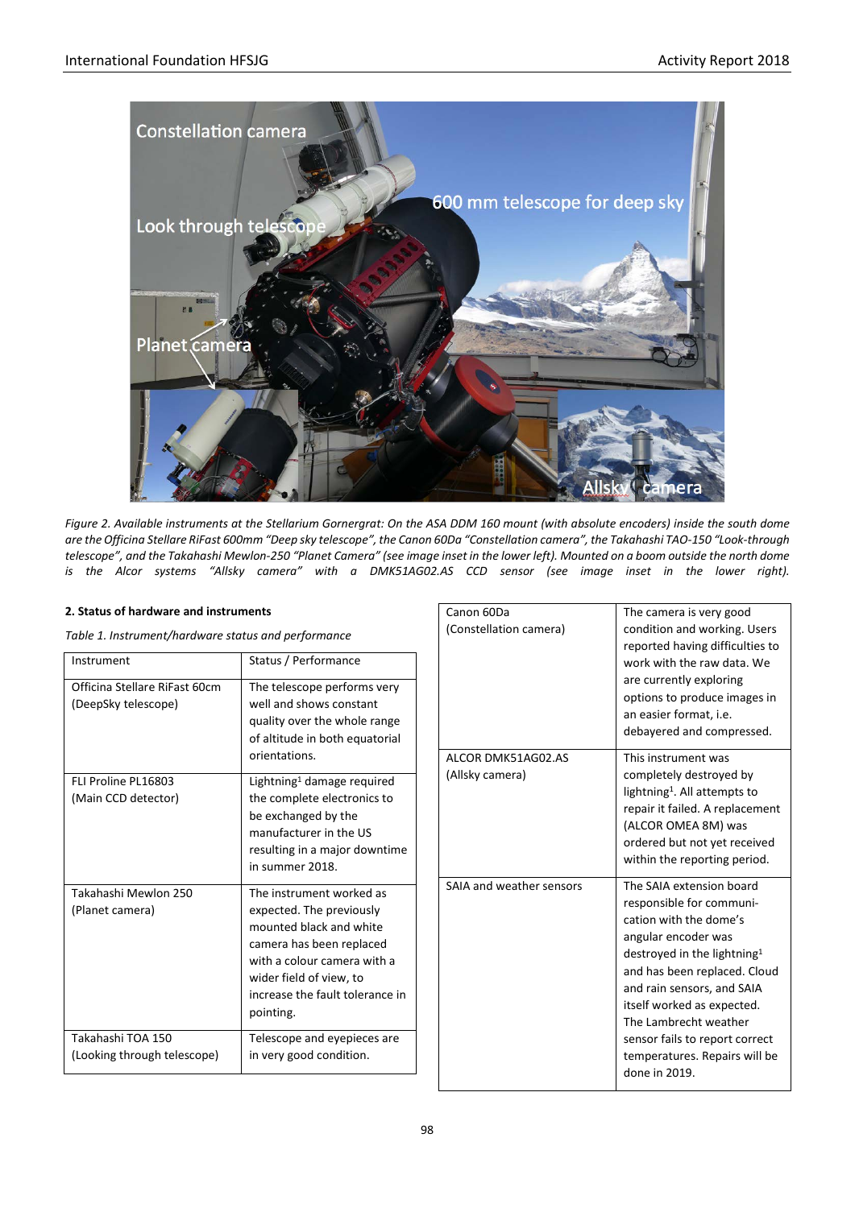*Figure 2. Available instruments at the Stellarium Gornergrat: On the ASA DDM 160 mount (with absolute encoders) inside the south dome are the Officina Stellare RiFast 600mm "Deep sky telescope", the Canon 60Da "Constellation camera", the Takahashi TAO-150 "Look-through telescope", and the Takahashi Mewlon-250 "Planet Camera" (see image inset in the lower left). Mounted on a boom outside the north dome is the Alcor systems "Allsky camera" with a DMK51AG02.AS CCD sensor (see image inset in the lower right).*

**2. Status of hardware and instruments**

*Table 1. Instrument/hardware status and performance*

| Instrument | Status / Performance |
|---|---|
| Officina Stellare RiFast 60cm (DeepSky telescope) | The telescope performs very well and shows constant quality over the whole range of altitude in both equatorial orientations. |
| FLI Proline PL16803 (Main CCD detector) | Lightning[1] damage required the complete electronics to be exchanged by the manufacturer in the US resulting in a major downtime in summer 2018. |
| Takahashi Mewlon 250 (Planet camera) | The instrument worked as expected. The previously mounted black and white camera has been replaced with a colour camera with a wider field of view, to increase the fault tolerance in pointing. |
| Takahashi TOA 150 (Looking through telescope) | Telescope and eyepieces are in very good condition. |
| Canon 60Da (Constellation camera) | The camera is very good condition and working. Users reported having difficulties to work with the raw data. We are currently exploring options to produce images in an easier format, i.e. debayered and compressed. |
| ALCOR DMK51AG02.AS (Allsky camera) | This instrument was completely destroyed by lightning[1]. All attempts to repair it failed. A replacement (ALCOR OMEA 8M) was ordered but not yet received within the reporting period. |
| SAIA and weather sensors | The SAIA extension board responsible for communi-cation with the dome's angular encoder was destroyed in the lightning[1] and has been replaced. Cloud and rain sensors, and SAIA itself worked as expected. The Lambrecht weather sensor fails to report correct temperatures. Repairs will be done in 2019. |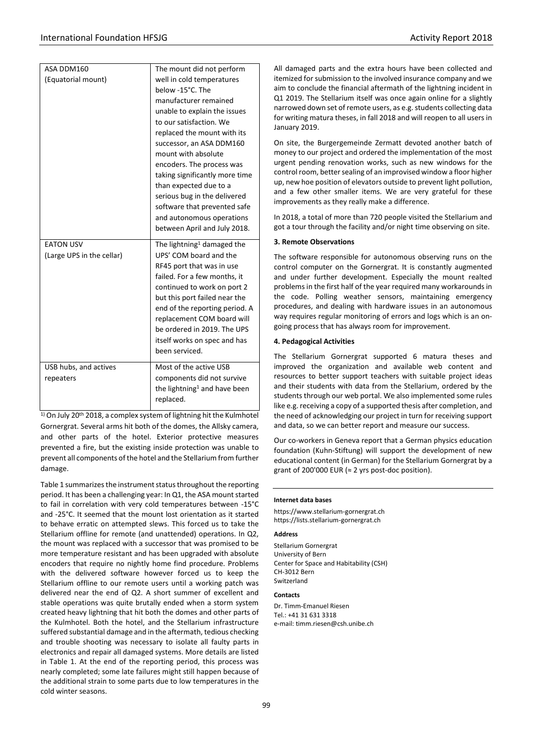| | |
|---|---|
| ASA DDM160 (Equatorial mount) | The mount did not perform well in cold temperatures below -15°C. The manufacturer remained unable to explain the issues to our satisfaction. We replaced the mount with its successor, an ASA DDM160 mount with absolute encoders. The process was taking significantly more time than expected due to a serious bug in the delivered software that prevented safe and autonomous operations between April and July 2018. |
| EATON USV (Large UPS in the cellar) | The lightning[1] damaged the UPS' COM board and the RF45 port that was in use failed. For a few months, it continued to work on port 2 but this port failed near the end of the reporting period. A replacement COM board will be ordered in 2019. The UPS itself works on spec and has been serviced. |
| USB hubs, and actives repeaters | Most of the active USB components did not survive the lightning[1] and have been replaced. |

[1)] On July 20th 2018, a complex system of lightning hit the Kulmhotel Gornergrat. Several arms hit both of the domes, the Allsky camera, and other parts of the hotel. Exterior protective measures prevented a fire, but the existing inside protection was unable to prevent all components of the hotel and the Stellarium from further damage.

Table 1 summarizes the instrument status throughout the reporting period. It has been a challenging year: In Q1, the ASA mount started to fail in correlation with very cold temperatures between -15°C and -25°C. It seemed that the mount lost orientation as it started to behave erratic on attempted slews. This forced us to take the Stellarium offline for remote (and unattended) operations. In Q2, the mount was replaced with a successor that was promised to be more temperature resistant and has been upgraded with absolute encoders that require no nightly home find procedure. Problems with the delivered software however forced us to keep the Stellarium offline to our remote users until a working patch was delivered near the end of Q2. A short summer of excellent and stable operations was quite brutally ended when a storm system created heavy lightning that hit both the domes and other parts of the Kulmhotel. Both the hotel, and the Stellarium infrastructure suffered substantial damage and in the aftermath, tedious checking and trouble shooting was necessary to isolate all faulty parts in electronics and repair all damaged systems. More details are listed in Table 1. At the end of the reporting period, this process was nearly completed; some late failures might still happen because of the additional strain to some parts due to low temperatures in the cold winter seasons.

All damaged parts and the extra hours have been collected and itemized for submission to the involved insurance company and we aim to conclude the financial aftermath of the lightning incident in Q1 2019. The Stellarium itself was once again online for a slightly narrowed down set of remote users, as e.g. students collecting data for writing matura theses, in fall 2018 and will reopen to all users in January 2019.

On site, the Burgergemeinde Zermatt devoted another batch of money to our project and ordered the implementation of the most urgent pending renovation works, such as new windows for the control room, better sealing of an improvised window a floor higher up, new hoe position of elevators outside to prevent light pollution, and a few other smaller items. We are very grateful for these improvements as they really make a difference.

In 2018, a total of more than 720 people visited the Stellarium and got a tour through the facility and/or night time observing on site.

### 3. Remote Observations

The software responsible for autonomous observing runs on the control computer on the Gornergrat. It is constantly augmented and under further development. Especially the mount realted problems in the first half of the year required many workarounds in the code. Polling weather sensors, maintaining emergency procedures, and dealing with hardware issues in an autonomous way requires regular monitoring of errors and logs which is an on-going process that has always room for improvement.

### 4. Pedagogical Activities

The Stellarium Gornergrat supported 6 matura theses and improved the organization and available web content and resources to better support teachers with suitable project ideas and their students with data from the Stellarium, ordered by the students through our web portal. We also implemented some rules like e.g. receiving a copy of a supported thesis after completion, and the need of acknowledging our project in turn for receiving support and data, so we can better report and measure our success.

Our co-workers in Geneva report that a German physics education foundation (Kuhn-Stiftung) will support the development of new educational content (in German) for the Stellarium Gornergrat by a grant of 200'000 EUR (≈ 2 yrs post-doc position).

---

**Internet data bases**

https://www.stellarium-gornergrat.ch
https://lists.stellarium-gornergrat.ch

**Address**

Stellarium Gornergrat
University of Bern
Center for Space and Habitability (CSH)
CH-3012 Bern
Switzerland

**Contacts**

Dr. Timm-Emanuel Riesen
Tel.: +41 31 631 3318
e-mail: timm.riesen@csh.unibe.ch